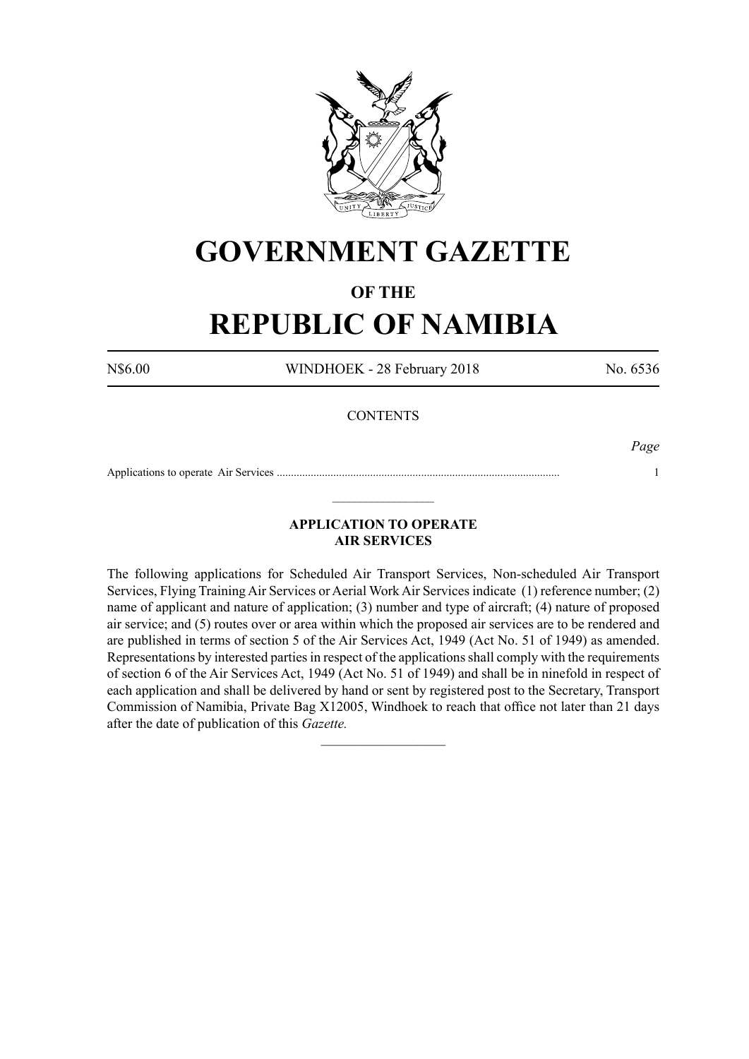# GOVERNMENT GAZETTE

## OF THE

# REPUBLIC OF NAMIBIA

N$6.00 WINDHOEK - 28 February 2018 No. 6536

CONTENTS

| | *Page* |
|---|---|
| Applications to operate Air Services ................................................................................................... | 1 |

---

### APPLICATION TO OPERATE AIR SERVICES

The following applications for Scheduled Air Transport Services, Non-scheduled Air Transport Services, Flying Training Air Services or Aerial Work Air Services indicate (1) reference number; (2) name of applicant and nature of application; (3) number and type of aircraft; (4) nature of proposed air service; and (5) routes over or area within which the proposed air services are to be rendered and are published in terms of section 5 of the Air Services Act, 1949 (Act No. 51 of 1949) as amended. Representations by interested parties in respect of the applications shall comply with the requirements of section 6 of the Air Services Act, 1949 (Act No. 51 of 1949) and shall be in ninefold in respect of each application and shall be delivered by hand or sent by registered post to the Secretary, Transport Commission of Namibia, Private Bag X12005, Windhoek to reach that office not later than 21 days after the date of publication of this *Gazette.*

---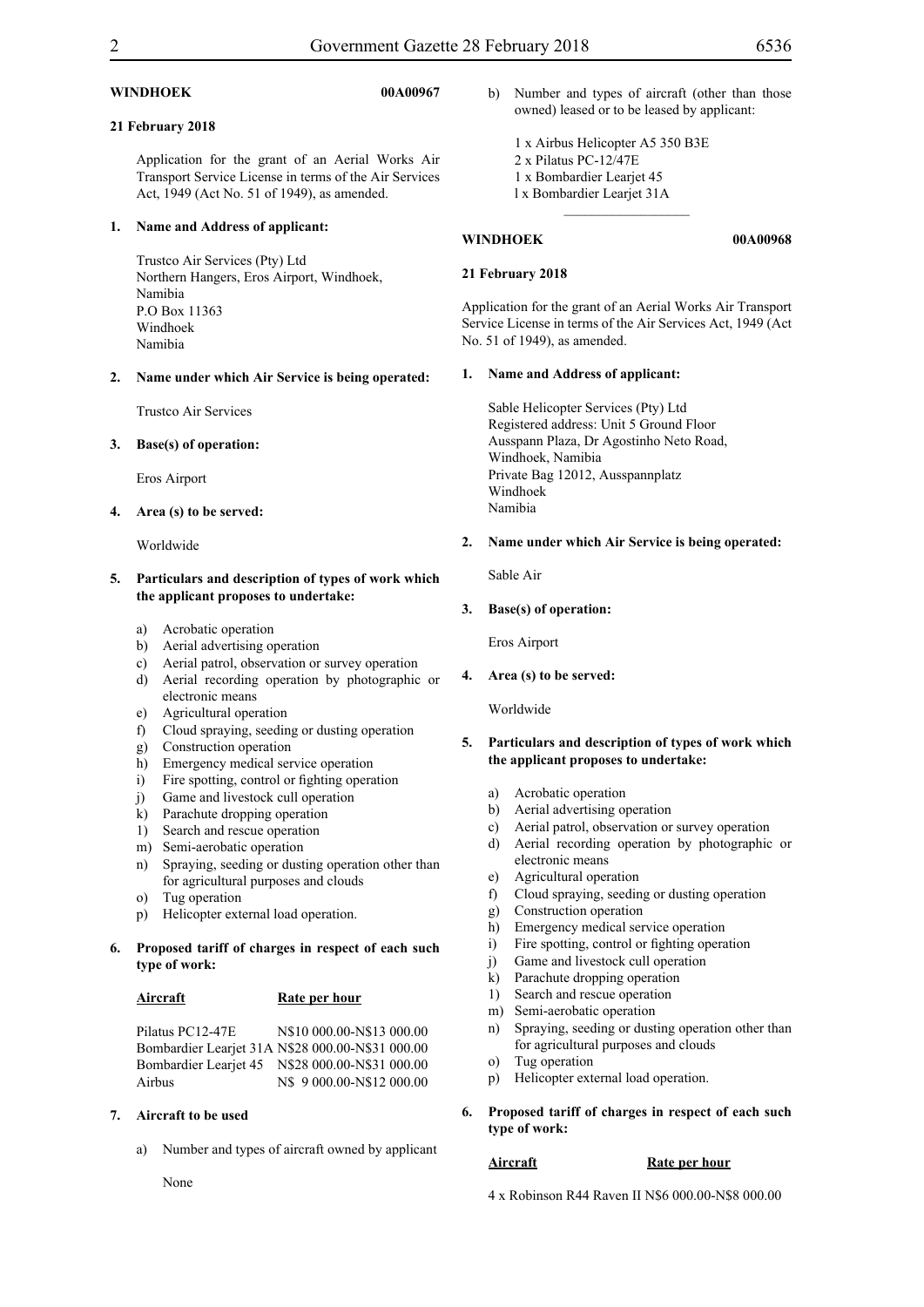**WINDHOEK 00A00967**

**21 February 2018**

Application for the grant of an Aerial Works Air Transport Service License in terms of the Air Services Act, 1949 (Act No. 51 of 1949), as amended.

**1. Name and Address of applicant:**

Trustco Air Services (Pty) Ltd
Northern Hangers, Eros Airport, Windhoek,
Namibia
P.O Box 11363
Windhoek
Namibia

**2. Name under which Air Service is being operated:**

Trustco Air Services

**3. Base(s) of operation:**

Eros Airport

**4. Area (s) to be served:**

Worldwide

**5. Particulars and description of types of work which the applicant proposes to undertake:**

a) Acrobatic operation
b) Aerial advertising operation
c) Aerial patrol, observation or survey operation
d) Aerial recording operation by photographic or electronic means
e) Agricultural operation
f) Cloud spraying, seeding or dusting operation
g) Construction operation
h) Emergency medical service operation
i) Fire spotting, control or fighting operation
j) Game and livestock cull operation
k) Parachute dropping operation
1) Search and rescue operation
m) Semi-aerobatic operation
n) Spraying, seeding or dusting operation other than for agricultural purposes and clouds
o) Tug operation
p) Helicopter external load operation.

**6. Proposed tariff of charges in respect of each such type of work:**

| Aircraft | Rate per hour |
|---|---|
| Pilatus PC12-47E | N$10 000.00-N$13 000.00 |
| Bombardier Learjet 31A | N$28 000.00-N$31 000.00 |
| Bombardier Learjet 45 | N$28 000.00-N$31 000.00 |
| Airbus | N$ 9 000.00-N$12 000.00 |

**7. Aircraft to be used**

a) Number and types of aircraft owned by applicant

None

b) Number and types of aircraft (other than those owned) leased or to be leased by applicant:

1 x Airbus Helicopter A5 350 B3E
2 x Pilatus PC-12/47E
1 x Bombardier Learjet 45
l x Bombardier Learjet 31A

---

**WINDHOEK 00A00968**

**21 February 2018**

Application for the grant of an Aerial Works Air Transport Service License in terms of the Air Services Act, 1949 (Act No. 51 of 1949), as amended.

**1. Name and Address of applicant:**

Sable Helicopter Services (Pty) Ltd
Registered address: Unit 5 Ground Floor
Ausspann Plaza, Dr Agostinho Neto Road,
Windhoek, Namibia
Private Bag 12012, Ausspannplatz
Windhoek
Namibia

**2. Name under which Air Service is being operated:**

Sable Air

**3. Base(s) of operation:**

Eros Airport

**4. Area (s) to be served:**

Worldwide

**5. Particulars and description of types of work which the applicant proposes to undertake:**

a) Acrobatic operation
b) Aerial advertising operation
c) Aerial patrol, observation or survey operation
d) Aerial recording operation by photographic or electronic means
e) Agricultural operation
f) Cloud spraying, seeding or dusting operation
g) Construction operation
h) Emergency medical service operation
i) Fire spotting, control or fighting operation
j) Game and livestock cull operation
k) Parachute dropping operation
1) Search and rescue operation
m) Semi-aerobatic operation
n) Spraying, seeding or dusting operation other than for agricultural purposes and clouds
o) Tug operation
p) Helicopter external load operation.

**6. Proposed tariff of charges in respect of each such type of work:**

| Aircraft | Rate per hour |
|---|---|
| 4 x Robinson R44 Raven II | N$6 000.00-N$8 000.00 |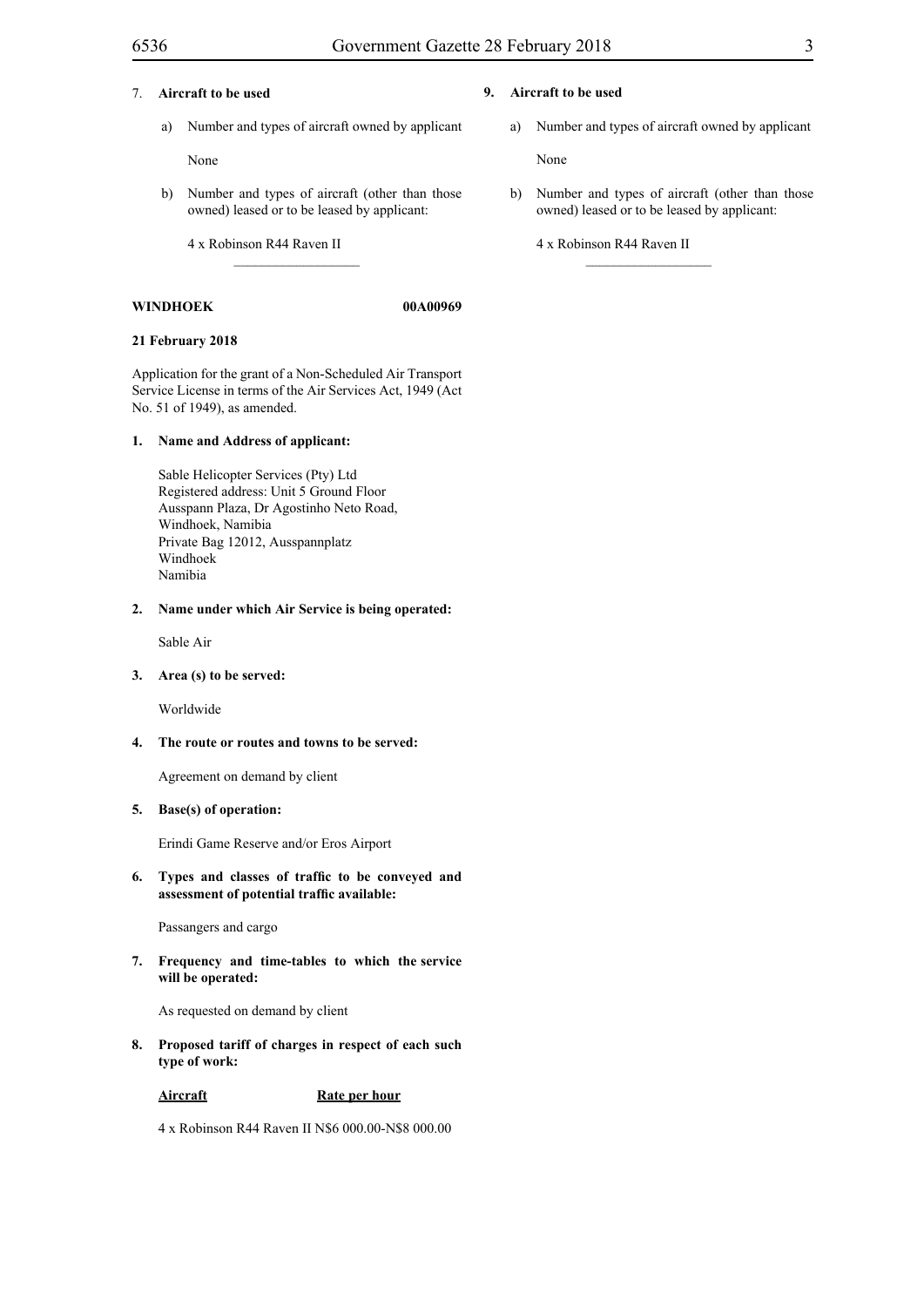7. **Aircraft to be used**

   a) Number and types of aircraft owned by applicant

      None

   b) Number and types of aircraft (other than those owned) leased or to be leased by applicant:

      4 x Robinson R44 Raven II

---

**WINDHOEK** **00A00969**

**21 February 2018**

Application for the grant of a Non-Scheduled Air Transport Service License in terms of the Air Services Act, 1949 (Act No. 51 of 1949), as amended.

**1. Name and Address of applicant:**

Sable Helicopter Services (Pty) Ltd
Registered address: Unit 5 Ground Floor
Ausspann Plaza, Dr Agostinho Neto Road,
Windhoek, Namibia
Private Bag 12012, Ausspannplatz
Windhoek
Namibia

**2. Name under which Air Service is being operated:**

Sable Air

**3. Area (s) to be served:**

Worldwide

**4. The route or routes and towns to be served:**

Agreement on demand by client

**5. Base(s) of operation:**

Erindi Game Reserve and/or Eros Airport

**6. Types and classes of traffic to be conveyed and assessment of potential traffic available:**

Passangers and cargo

**7. Frequency and time-tables to which the service will be operated:**

As requested on demand by client

**8. Proposed tariff of charges in respect of each such type of work:**

| Aircraft | Rate per hour |
|---|---|
| 4 x Robinson R44 Raven II | N$6 000.00-N$8 000.00 |

**9. Aircraft to be used**

   a) Number and types of aircraft owned by applicant

      None

   b) Number and types of aircraft (other than those owned) leased or to be leased by applicant:

      4 x Robinson R44 Raven II

---